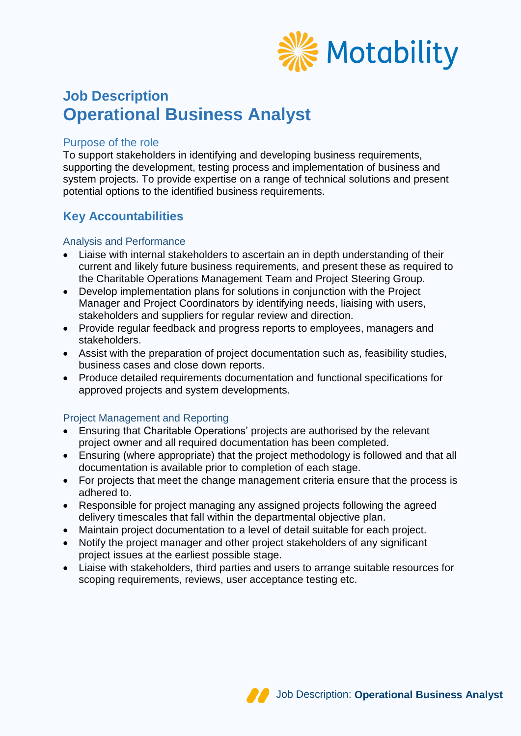# Job Description
# Operational Business Analyst

### Purpose of the role

To support stakeholders in identifying and developing business requirements, supporting the development, testing process and implementation of business and system projects. To provide expertise on a range of technical solutions and present potential options to the identified business requirements.

## Key Accountabilities

### Analysis and Performance

- Liaise with internal stakeholders to ascertain an in depth understanding of their current and likely future business requirements, and present these as required to the Charitable Operations Management Team and Project Steering Group.
- Develop implementation plans for solutions in conjunction with the Project Manager and Project Coordinators by identifying needs, liaising with users, stakeholders and suppliers for regular review and direction.
- Provide regular feedback and progress reports to employees, managers and stakeholders.
- Assist with the preparation of project documentation such as, feasibility studies, business cases and close down reports.
- Produce detailed requirements documentation and functional specifications for approved projects and system developments.

### Project Management and Reporting

- Ensuring that Charitable Operations' projects are authorised by the relevant project owner and all required documentation has been completed.
- Ensuring (where appropriate) that the project methodology is followed and that all documentation is available prior to completion of each stage.
- For projects that meet the change management criteria ensure that the process is adhered to.
- Responsible for project managing any assigned projects following the agreed delivery timescales that fall within the departmental objective plan.
- Maintain project documentation to a level of detail suitable for each project.
- Notify the project manager and other project stakeholders of any significant project issues at the earliest possible stage.
- Liaise with stakeholders, third parties and users to arrange suitable resources for scoping requirements, reviews, user acceptance testing etc.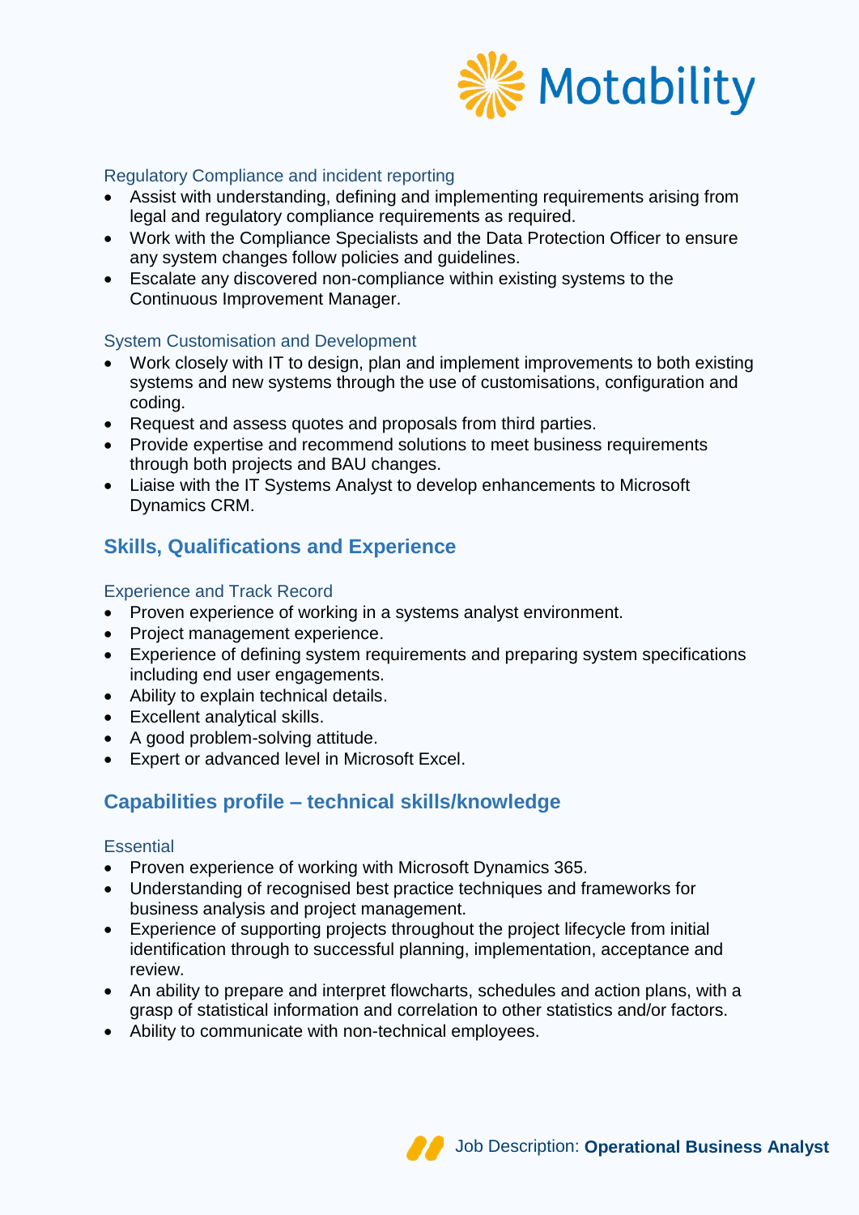### Regulatory Compliance and incident reporting

- Assist with understanding, defining and implementing requirements arising from legal and regulatory compliance requirements as required.
- Work with the Compliance Specialists and the Data Protection Officer to ensure any system changes follow policies and guidelines.
- Escalate any discovered non-compliance within existing systems to the Continuous Improvement Manager.

### System Customisation and Development

- Work closely with IT to design, plan and implement improvements to both existing systems and new systems through the use of customisations, configuration and coding.
- Request and assess quotes and proposals from third parties.
- Provide expertise and recommend solutions to meet business requirements through both projects and BAU changes.
- Liaise with the IT Systems Analyst to develop enhancements to Microsoft Dynamics CRM.

## Skills, Qualifications and Experience

### Experience and Track Record

- Proven experience of working in a systems analyst environment.
- Project management experience.
- Experience of defining system requirements and preparing system specifications including end user engagements.
- Ability to explain technical details.
- Excellent analytical skills.
- A good problem-solving attitude.
- Expert or advanced level in Microsoft Excel.

## Capabilities profile – technical skills/knowledge

### Essential

- Proven experience of working with Microsoft Dynamics 365.
- Understanding of recognised best practice techniques and frameworks for business analysis and project management.
- Experience of supporting projects throughout the project lifecycle from initial identification through to successful planning, implementation, acceptance and review.
- An ability to prepare and interpret flowcharts, schedules and action plans, with a grasp of statistical information and correlation to other statistics and/or factors.
- Ability to communicate with non-technical employees.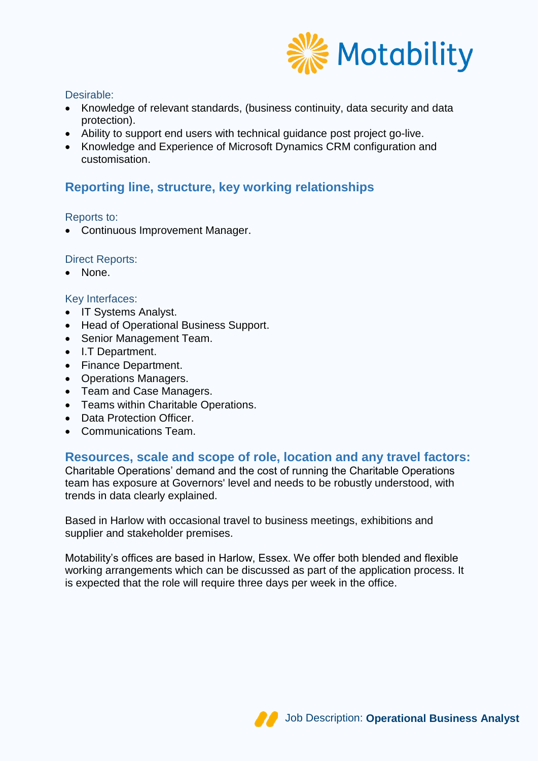Desirable:

- Knowledge of relevant standards, (business continuity, data security and data protection).
- Ability to support end users with technical guidance post project go-live.
- Knowledge and Experience of Microsoft Dynamics CRM configuration and customisation.

## Reporting line, structure, key working relationships

Reports to:

- Continuous Improvement Manager.

Direct Reports:

- None.

Key Interfaces:

- IT Systems Analyst.
- Head of Operational Business Support.
- Senior Management Team.
- I.T Department.
- Finance Department.
- Operations Managers.
- Team and Case Managers.
- Teams within Charitable Operations.
- Data Protection Officer.
- Communications Team.

## Resources, scale and scope of role, location and any travel factors:

Charitable Operations' demand and the cost of running the Charitable Operations team has exposure at Governors' level and needs to be robustly understood, with trends in data clearly explained.

Based in Harlow with occasional travel to business meetings, exhibitions and supplier and stakeholder premises.

Motability's offices are based in Harlow, Essex. We offer both blended and flexible working arrangements which can be discussed as part of the application process. It is expected that the role will require three days per week in the office.